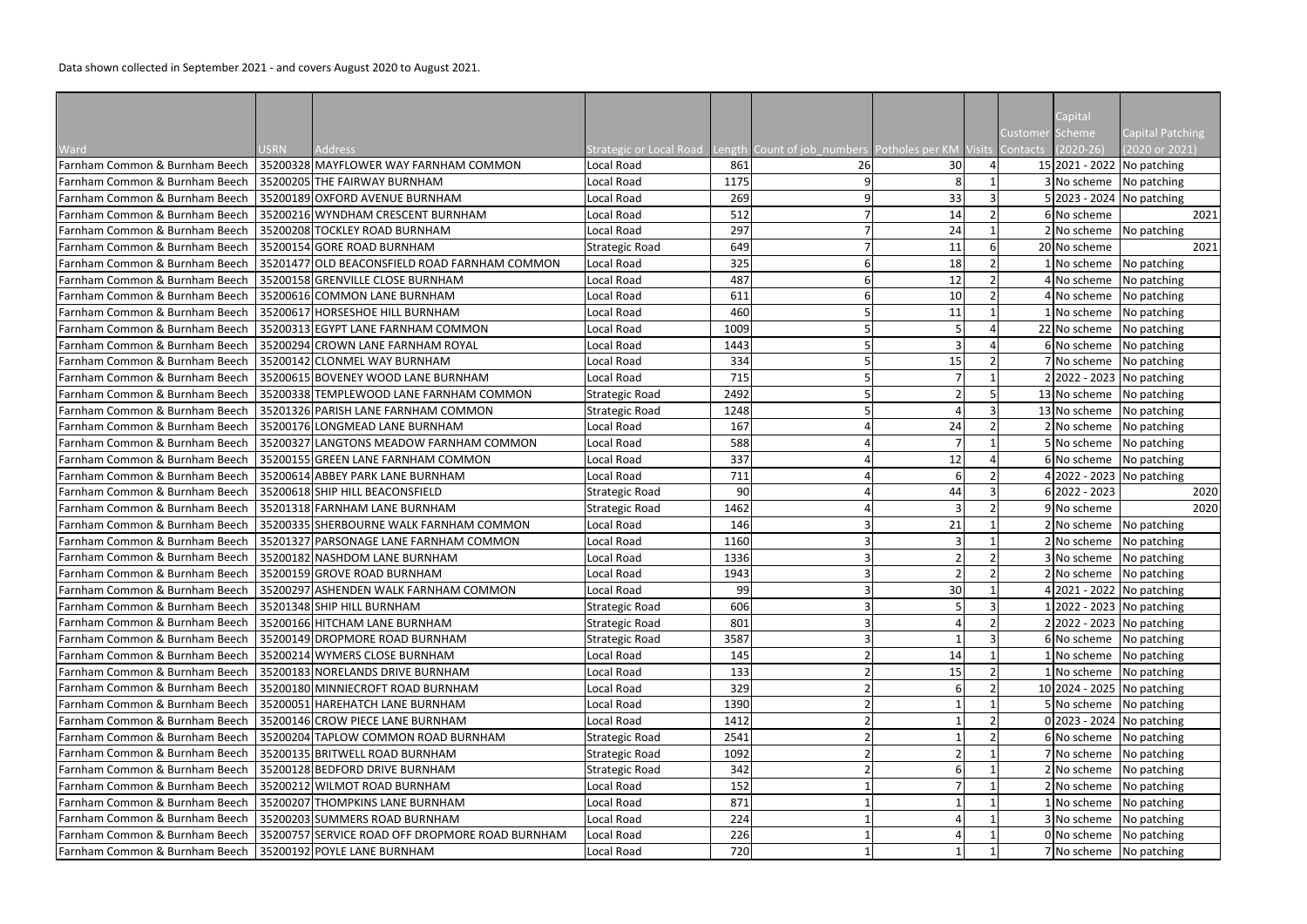Data shown collected in September 2021 - and covers August 2020 to August 2021.

| Ward | USRN | Address | Strategic or Local Road | Length | Count of job_numbers | Potholes per KM | Visits | Customer Contacts | Capital Scheme (2020-26) | Capital Patching (2020 or 2021) |
|---|---|---|---|---|---|---|---|---|---|---|
| Farnham Common & Burnham Beech | 35200328 | MAYFLOWER WAY FARNHAM COMMON | Local Road | 861 | 26 | 30 | 4 | 15 | 2021 - 2022 | No patching |
| Farnham Common & Burnham Beech | 35200205 | THE FAIRWAY BURNHAM | Local Road | 1175 | 9 | 8 | 1 | 3 | No scheme | No patching |
| Farnham Common & Burnham Beech | 35200189 | OXFORD AVENUE BURNHAM | Local Road | 269 | 9 | 33 | 3 | 5 | 2023 - 2024 | No patching |
| Farnham Common & Burnham Beech | 35200216 | WYNDHAM CRESCENT BURNHAM | Local Road | 512 | 7 | 14 | 2 | 6 | No scheme | 2021 |
| Farnham Common & Burnham Beech | 35200208 | TOCKLEY ROAD BURNHAM | Local Road | 297 | 7 | 24 | 1 | 2 | No scheme | No patching |
| Farnham Common & Burnham Beech | 35200154 | GORE ROAD BURNHAM | Strategic Road | 649 | 7 | 11 | 6 | 20 | No scheme | 2021 |
| Farnham Common & Burnham Beech | 35201477 | OLD BEACONSFIELD ROAD FARNHAM COMMON | Local Road | 325 | 6 | 18 | 2 | 1 | No scheme | No patching |
| Farnham Common & Burnham Beech | 35200158 | GRENVILLE CLOSE BURNHAM | Local Road | 487 | 6 | 12 | 2 | 4 | No scheme | No patching |
| Farnham Common & Burnham Beech | 35200616 | COMMON LANE BURNHAM | Local Road | 611 | 6 | 10 | 2 | 4 | No scheme | No patching |
| Farnham Common & Burnham Beech | 35200617 | HORSESHOE HILL BURNHAM | Local Road | 460 | 5 | 11 | 1 | 1 | No scheme | No patching |
| Farnham Common & Burnham Beech | 35200313 | EGYPT LANE FARNHAM COMMON | Local Road | 1009 | 5 | 5 | 4 | 22 | No scheme | No patching |
| Farnham Common & Burnham Beech | 35200294 | CROWN LANE FARNHAM ROYAL | Local Road | 1443 | 5 | 3 | 4 | 6 | No scheme | No patching |
| Farnham Common & Burnham Beech | 35200142 | CLONMEL WAY BURNHAM | Local Road | 334 | 5 | 15 | 2 | 7 | No scheme | No patching |
| Farnham Common & Burnham Beech | 35200615 | BOVENEY WOOD LANE BURNHAM | Local Road | 715 | 5 | 7 | 1 | 2 | 2022 - 2023 | No patching |
| Farnham Common & Burnham Beech | 35200338 | TEMPLEWOOD LANE FARNHAM COMMON | Strategic Road | 2492 | 5 | 2 | 5 | 13 | No scheme | No patching |
| Farnham Common & Burnham Beech | 35201326 | PARISH LANE FARNHAM COMMON | Strategic Road | 1248 | 5 | 4 | 3 | 13 | No scheme | No patching |
| Farnham Common & Burnham Beech | 35200176 | LONGMEAD LANE BURNHAM | Local Road | 167 | 4 | 24 | 2 | 2 | No scheme | No patching |
| Farnham Common & Burnham Beech | 35200327 | LANGTONS MEADOW FARNHAM COMMON | Local Road | 588 | 4 | 7 | 1 | 5 | No scheme | No patching |
| Farnham Common & Burnham Beech | 35200155 | GREEN LANE FARNHAM COMMON | Local Road | 337 | 4 | 12 | 4 | 6 | No scheme | No patching |
| Farnham Common & Burnham Beech | 35200614 | ABBEY PARK LANE BURNHAM | Local Road | 711 | 4 | 6 | 2 | 4 | 2022 - 2023 | No patching |
| Farnham Common & Burnham Beech | 35200618 | SHIP HILL BEACONSFIELD | Strategic Road | 90 | 4 | 44 | 3 | 6 | 2022 - 2023 | 2020 |
| Farnham Common & Burnham Beech | 35201318 | FARNHAM LANE BURNHAM | Strategic Road | 1462 | 4 | 3 | 2 | 9 | No scheme | 2020 |
| Farnham Common & Burnham Beech | 35200335 | SHERBOURNE WALK FARNHAM COMMON | Local Road | 146 | 3 | 21 | 1 | 2 | No scheme | No patching |
| Farnham Common & Burnham Beech | 35201327 | PARSONAGE LANE FARNHAM COMMON | Local Road | 1160 | 3 | 3 | 1 | 2 | No scheme | No patching |
| Farnham Common & Burnham Beech | 35200182 | NASHDOM LANE BURNHAM | Local Road | 1336 | 3 | 2 | 2 | 3 | No scheme | No patching |
| Farnham Common & Burnham Beech | 35200159 | GROVE ROAD BURNHAM | Local Road | 1943 | 3 | 2 | 2 | 2 | No scheme | No patching |
| Farnham Common & Burnham Beech | 35200297 | ASHENDEN WALK FARNHAM COMMON | Local Road | 99 | 3 | 30 | 1 | 4 | 2021 - 2022 | No patching |
| Farnham Common & Burnham Beech | 35201348 | SHIP HILL BURNHAM | Strategic Road | 606 | 3 | 5 | 3 | 1 | 2022 - 2023 | No patching |
| Farnham Common & Burnham Beech | 35200166 | HITCHAM LANE BURNHAM | Strategic Road | 801 | 3 | 4 | 2 | 2 | 2022 - 2023 | No patching |
| Farnham Common & Burnham Beech | 35200149 | DROPMORE ROAD BURNHAM | Strategic Road | 3587 | 3 | 1 | 3 | 6 | No scheme | No patching |
| Farnham Common & Burnham Beech | 35200214 | WYMERS CLOSE BURNHAM | Local Road | 145 | 2 | 14 | 1 | 1 | No scheme | No patching |
| Farnham Common & Burnham Beech | 35200183 | NORELANDS DRIVE BURNHAM | Local Road | 133 | 2 | 15 | 2 | 1 | No scheme | No patching |
| Farnham Common & Burnham Beech | 35200180 | MINNIECROFT ROAD BURNHAM | Local Road | 329 | 2 | 6 | 2 | 10 | 2024 - 2025 | No patching |
| Farnham Common & Burnham Beech | 35200051 | HAREHATCH LANE BURNHAM | Local Road | 1390 | 2 | 1 | 1 | 5 | No scheme | No patching |
| Farnham Common & Burnham Beech | 35200146 | CROW PIECE LANE BURNHAM | Local Road | 1412 | 2 | 1 | 2 | 0 | 2023 - 2024 | No patching |
| Farnham Common & Burnham Beech | 35200204 | TAPLOW COMMON ROAD BURNHAM | Strategic Road | 2541 | 2 | 1 | 2 | 6 | No scheme | No patching |
| Farnham Common & Burnham Beech | 35200135 | BRITWELL ROAD BURNHAM | Strategic Road | 1092 | 2 | 2 | 1 | 7 | No scheme | No patching |
| Farnham Common & Burnham Beech | 35200128 | BEDFORD DRIVE BURNHAM | Strategic Road | 342 | 2 | 6 | 1 | 2 | No scheme | No patching |
| Farnham Common & Burnham Beech | 35200212 | WILMOT ROAD BURNHAM | Local Road | 152 | 1 | 7 | 1 | 2 | No scheme | No patching |
| Farnham Common & Burnham Beech | 35200207 | THOMPKINS LANE BURNHAM | Local Road | 871 | 1 | 1 | 1 | 1 | No scheme | No patching |
| Farnham Common & Burnham Beech | 35200203 | SUMMERS ROAD BURNHAM | Local Road | 224 | 1 | 4 | 1 | 3 | No scheme | No patching |
| Farnham Common & Burnham Beech | 35200757 | SERVICE ROAD OFF DROPMORE ROAD BURNHAM | Local Road | 226 | 1 | 4 | 1 | 0 | No scheme | No patching |
| Farnham Common & Burnham Beech | 35200192 | POYLE LANE BURNHAM | Local Road | 720 | 1 | 1 | 1 | 7 | No scheme | No patching |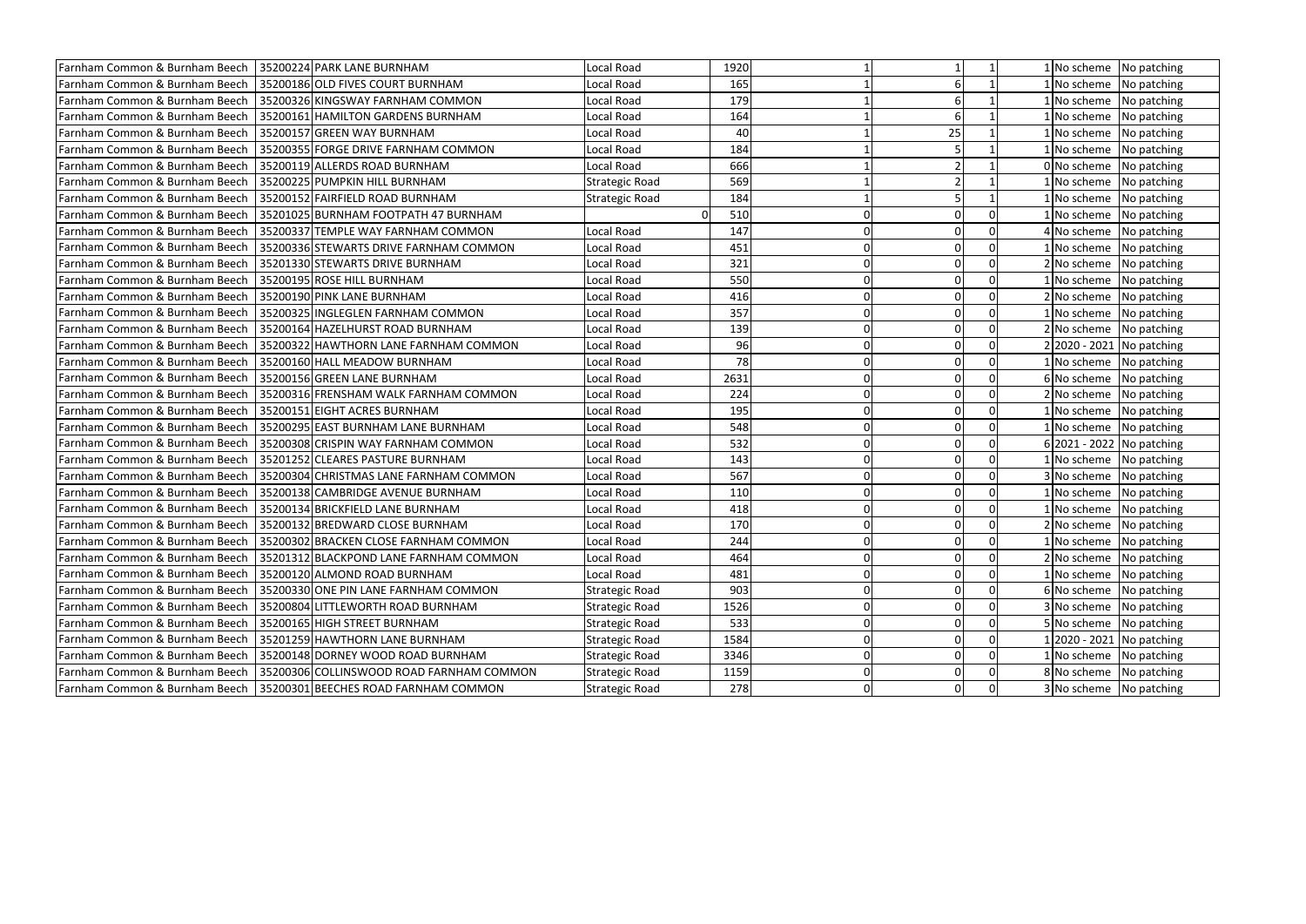| | | | | | | | | | | |
|---|---|---|---|---|---|---|---|---|---|---|
| Farnham Common & Burnham Beech | 35200224 | PARK LANE BURNHAM | Local Road | 1920 | 1 | 1 | 1 | 1 | No scheme | No patching |
| Farnham Common & Burnham Beech | 35200186 | OLD FIVES COURT BURNHAM | Local Road | 165 | 1 | 6 | 1 | 1 | No scheme | No patching |
| Farnham Common & Burnham Beech | 35200326 | KINGSWAY FARNHAM COMMON | Local Road | 179 | 1 | 6 | 1 | 1 | No scheme | No patching |
| Farnham Common & Burnham Beech | 35200161 | HAMILTON GARDENS BURNHAM | Local Road | 164 | 1 | 6 | 1 | 1 | No scheme | No patching |
| Farnham Common & Burnham Beech | 35200157 | GREEN WAY BURNHAM | Local Road | 40 | 1 | 25 | 1 | 1 | No scheme | No patching |
| Farnham Common & Burnham Beech | 35200355 | FORGE DRIVE FARNHAM COMMON | Local Road | 184 | 1 | 5 | 1 | 1 | No scheme | No patching |
| Farnham Common & Burnham Beech | 35200119 | ALLERDS ROAD BURNHAM | Local Road | 666 | 1 | 2 | 1 | 0 | No scheme | No patching |
| Farnham Common & Burnham Beech | 35200225 | PUMPKIN HILL BURNHAM | Strategic Road | 569 | 1 | 2 | 1 | 1 | No scheme | No patching |
| Farnham Common & Burnham Beech | 35200152 | FAIRFIELD ROAD BURNHAM | Strategic Road | 184 | 1 | 5 | 1 | 1 | No scheme | No patching |
| Farnham Common & Burnham Beech | 35201025 | BURNHAM FOOTPATH 47 BURNHAM | 0 | 510 | 0 | 0 | 0 | 1 | No scheme | No patching |
| Farnham Common & Burnham Beech | 35200337 | TEMPLE WAY FARNHAM COMMON | Local Road | 147 | 0 | 0 | 0 | 4 | No scheme | No patching |
| Farnham Common & Burnham Beech | 35200336 | STEWARTS DRIVE FARNHAM COMMON | Local Road | 451 | 0 | 0 | 0 | 1 | No scheme | No patching |
| Farnham Common & Burnham Beech | 35201330 | STEWARTS DRIVE BURNHAM | Local Road | 321 | 0 | 0 | 0 | 2 | No scheme | No patching |
| Farnham Common & Burnham Beech | 35200195 | ROSE HILL BURNHAM | Local Road | 550 | 0 | 0 | 0 | 1 | No scheme | No patching |
| Farnham Common & Burnham Beech | 35200190 | PINK LANE BURNHAM | Local Road | 416 | 0 | 0 | 0 | 2 | No scheme | No patching |
| Farnham Common & Burnham Beech | 35200325 | INGLEGLEN FARNHAM COMMON | Local Road | 357 | 0 | 0 | 0 | 1 | No scheme | No patching |
| Farnham Common & Burnham Beech | 35200164 | HAZELHURST ROAD BURNHAM | Local Road | 139 | 0 | 0 | 0 | 2 | No scheme | No patching |
| Farnham Common & Burnham Beech | 35200322 | HAWTHORN LANE FARNHAM COMMON | Local Road | 96 | 0 | 0 | 0 | 2 | 2020 - 2021 | No patching |
| Farnham Common & Burnham Beech | 35200160 | HALL MEADOW BURNHAM | Local Road | 78 | 0 | 0 | 0 | 1 | No scheme | No patching |
| Farnham Common & Burnham Beech | 35200156 | GREEN LANE BURNHAM | Local Road | 2631 | 0 | 0 | 0 | 6 | No scheme | No patching |
| Farnham Common & Burnham Beech | 35200316 | FRENSHAM WALK FARNHAM COMMON | Local Road | 224 | 0 | 0 | 0 | 2 | No scheme | No patching |
| Farnham Common & Burnham Beech | 35200151 | EIGHT ACRES BURNHAM | Local Road | 195 | 0 | 0 | 0 | 1 | No scheme | No patching |
| Farnham Common & Burnham Beech | 35200295 | EAST BURNHAM LANE BURNHAM | Local Road | 548 | 0 | 0 | 0 | 1 | No scheme | No patching |
| Farnham Common & Burnham Beech | 35200308 | CRISPIN WAY FARNHAM COMMON | Local Road | 532 | 0 | 0 | 0 | 6 | 2021 - 2022 | No patching |
| Farnham Common & Burnham Beech | 35201252 | CLEARES PASTURE BURNHAM | Local Road | 143 | 0 | 0 | 0 | 1 | No scheme | No patching |
| Farnham Common & Burnham Beech | 35200304 | CHRISTMAS LANE FARNHAM COMMON | Local Road | 567 | 0 | 0 | 0 | 3 | No scheme | No patching |
| Farnham Common & Burnham Beech | 35200138 | CAMBRIDGE AVENUE BURNHAM | Local Road | 110 | 0 | 0 | 0 | 1 | No scheme | No patching |
| Farnham Common & Burnham Beech | 35200134 | BRICKFIELD LANE BURNHAM | Local Road | 418 | 0 | 0 | 0 | 1 | No scheme | No patching |
| Farnham Common & Burnham Beech | 35200132 | BREDWARD CLOSE BURNHAM | Local Road | 170 | 0 | 0 | 0 | 2 | No scheme | No patching |
| Farnham Common & Burnham Beech | 35200302 | BRACKEN CLOSE FARNHAM COMMON | Local Road | 244 | 0 | 0 | 0 | 1 | No scheme | No patching |
| Farnham Common & Burnham Beech | 35201312 | BLACKPOND LANE FARNHAM COMMON | Local Road | 464 | 0 | 0 | 0 | 2 | No scheme | No patching |
| Farnham Common & Burnham Beech | 35200120 | ALMOND ROAD BURNHAM | Local Road | 481 | 0 | 0 | 0 | 1 | No scheme | No patching |
| Farnham Common & Burnham Beech | 35200330 | ONE PIN LANE FARNHAM COMMON | Strategic Road | 903 | 0 | 0 | 0 | 6 | No scheme | No patching |
| Farnham Common & Burnham Beech | 35200804 | LITTLEWORTH ROAD BURNHAM | Strategic Road | 1526 | 0 | 0 | 0 | 3 | No scheme | No patching |
| Farnham Common & Burnham Beech | 35200165 | HIGH STREET BURNHAM | Strategic Road | 533 | 0 | 0 | 0 | 5 | No scheme | No patching |
| Farnham Common & Burnham Beech | 35201259 | HAWTHORN LANE BURNHAM | Strategic Road | 1584 | 0 | 0 | 0 | 1 | 2020 - 2021 | No patching |
| Farnham Common & Burnham Beech | 35200148 | DORNEY WOOD ROAD BURNHAM | Strategic Road | 3346 | 0 | 0 | 0 | 1 | No scheme | No patching |
| Farnham Common & Burnham Beech | 35200306 | COLLINSWOOD ROAD FARNHAM COMMON | Strategic Road | 1159 | 0 | 0 | 0 | 8 | No scheme | No patching |
| Farnham Common & Burnham Beech | 35200301 | BEECHES ROAD FARNHAM COMMON | Strategic Road | 278 | 0 | 0 | 0 | 3 | No scheme | No patching |